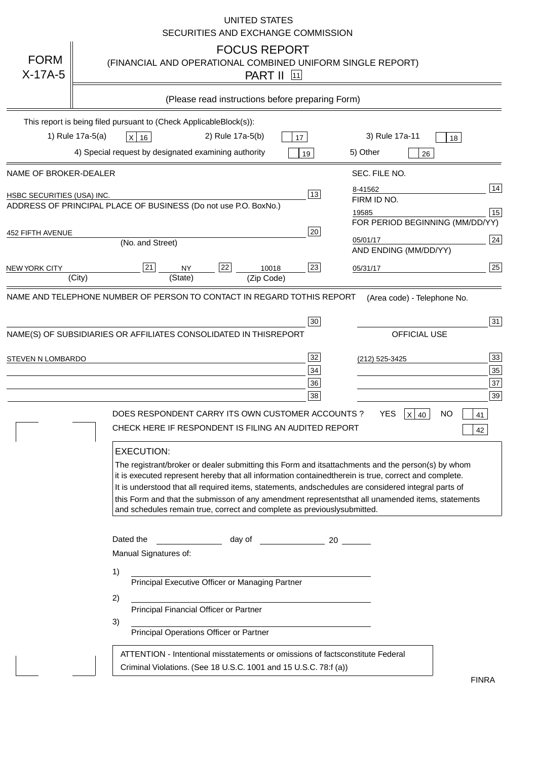UNITED STATES
SECURITIES AND EXCHANGE COMMISSION

**FORM X-17A-5**

# FOCUS REPORT

(FINANCIAL AND OPERATIONAL COMBINED UNIFORM SINGLE REPORT)

PART II [11]

(Please read instructions before preparing Form)

This report is being filed pursuant to (Check Applicable Block(s)):

1) Rule 17a-5(a) [X] 16    2) Rule 17a-5(b) [ ] 17    3) Rule 17a-11 [ ] 18

4) Special request by designated examining authority [ ] 19    5) Other [ ] 26

| NAME OF BROKER-DEALER | | SEC. FILE NO. | |
|---|---|---|---|
| HSBC SECURITIES (USA) INC. | 13 | 8-41562 | 14 |
| ADDRESS OF PRINCIPAL PLACE OF BUSINESS (Do not use P.O. Box No.) | | FIRM ID NO. | |
| | | 19585 | 15 |
| 452 FIFTH AVENUE | 20 | FOR PERIOD BEGINNING (MM/DD/YY) | |
| (No. and Street) | | 05/01/17 | 24 |
| NEW YORK CITY [21] NY [22] 10018 | 23 | AND ENDING (MM/DD/YY) | |
| (City) (State) (Zip Code) | | 05/31/17 | 25 |

NAME AND TELEPHONE NUMBER OF PERSON TO CONTACT IN REGARD TO THIS REPORT    (Area code) - Telephone No.

| | 30 | | 31 |
|---|---|---|---|
| NAME(S) OF SUBSIDIARIES OR AFFILIATES CONSOLIDATED IN THIS REPORT | | OFFICIAL USE | |
| STEVEN N LOMBARDO | 32 | (212) 525-3425 | 33 |
| | 34 | | 35 |
| | 36 | | 37 |
| | 38 | | 39 |

DOES RESPONDENT CARRY ITS OWN CUSTOMER ACCOUNTS ?  YES [X] 40  NO [ ] 41

CHECK HERE IF RESPONDENT IS FILING AN AUDITED REPORT [ ] 42

**EXECUTION:**

The registrant/broker or dealer submitting this Form and its attachments and the person(s) by whom it is executed represent hereby that all information contained therein is true, correct and complete. It is understood that all required items, statements, and schedules are considered integral parts of this Form and that the submisson of any amendment represents that all unamended items, statements and schedules remain true, correct and complete as previously submitted.

Dated the ____________ day of ____________ 20 ______

Manual Signatures of:

1) ______________________________
Principal Executive Officer or Managing Partner

2) ______________________________
Principal Financial Officer or Partner

3) ______________________________
Principal Operations Officer or Partner

ATTENTION - Intentional misstatements or omissions of facts constitute Federal Criminal Violations. (See 18 U.S.C. 1001 and 15 U.S.C. 78:f (a))

FINRA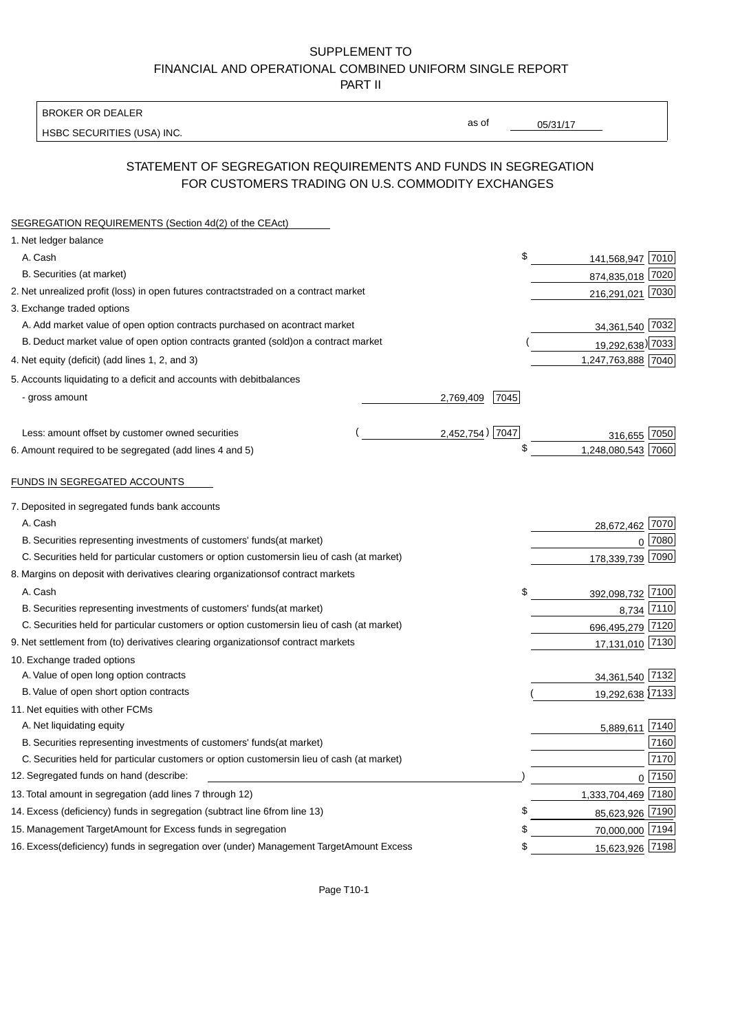SUPPLEMENT TO
FINANCIAL AND OPERATIONAL COMBINED UNIFORM SINGLE REPORT
PART II

BROKER OR DEALER
HSBC SECURITIES (USA) INC.

as of 05/31/17

## STATEMENT OF SEGREGATION REQUIREMENTS AND FUNDS IN SEGREGATION FOR CUSTOMERS TRADING ON U.S. COMMODITY EXCHANGES

SEGREGATION REQUIREMENTS (Section 4d(2) of the CEAct)

| | | | | |
|---|---|---|---|---|
| 1. Net ledger balance | | | | |
| A. Cash | | | $ 141,568,947 | 7010 |
| B. Securities (at market) | | | 874,835,018 | 7020 |
| 2. Net unrealized profit (loss) in open futures contracts traded on a contract market | | | 216,291,021 | 7030 |
| 3. Exchange traded options | | | | |
| A. Add market value of open option contracts purchased on a contract market | | | 34,361,540 | 7032 |
| B. Deduct market value of open option contracts granted (sold) on a contract market | | | (19,292,638) | 7033 |
| 4. Net equity (deficit) (add lines 1, 2, and 3) | | | 1,247,763,888 | 7040 |
| 5. Accounts liquidating to a deficit and accounts with debit balances | | | | |
| - gross amount | 2,769,409 | 7045 | | |
| Less: amount offset by customer owned securities | (2,452,754) | 7047 | 316,655 | 7050 |
| 6. Amount required to be segregated (add lines 4 and 5) | | | $ 1,248,080,543 | 7060 |

FUNDS IN SEGREGATED ACCOUNTS

| | | |
|---|---|---|
| 7. Deposited in segregated funds bank accounts | | |
| A. Cash | 28,672,462 | 7070 |
| B. Securities representing investments of customers' funds (at market) | 0 | 7080 |
| C. Securities held for particular customers or option customers in lieu of cash (at market) | 178,339,739 | 7090 |
| 8. Margins on deposit with derivatives clearing organizations of contract markets | | |
| A. Cash | $ 392,098,732 | 7100 |
| B. Securities representing investments of customers' funds (at market) | 8,734 | 7110 |
| C. Securities held for particular customers or option customers in lieu of cash (at market) | 696,495,279 | 7120 |
| 9. Net settlement from (to) derivatives clearing organizations of contract markets | 17,131,010 | 7130 |
| 10. Exchange traded options | | |
| A. Value of open long option contracts | 34,361,540 | 7132 |
| B. Value of open short option contracts | (19,292,638) | 7133 |
| 11. Net equities with other FCMs | | |
| A. Net liquidating equity | 5,889,611 | 7140 |
| B. Securities representing investments of customers' funds (at market) | | 7160 |
| C. Securities held for particular customers or option customers in lieu of cash (at market) | | 7170 |
| 12. Segregated funds on hand (describe: ) | 0 | 7150 |
| 13. Total amount in segregation (add lines 7 through 12) | 1,333,704,469 | 7180 |
| 14. Excess (deficiency) funds in segregation (subtract line 6 from line 13) | $ 85,623,926 | 7190 |
| 15. Management Target Amount for Excess funds in segregation | $ 70,000,000 | 7194 |
| 16. Excess (deficiency) funds in segregation over (under) Management Target Amount Excess | $ 15,623,926 | 7198 |

Page T10-1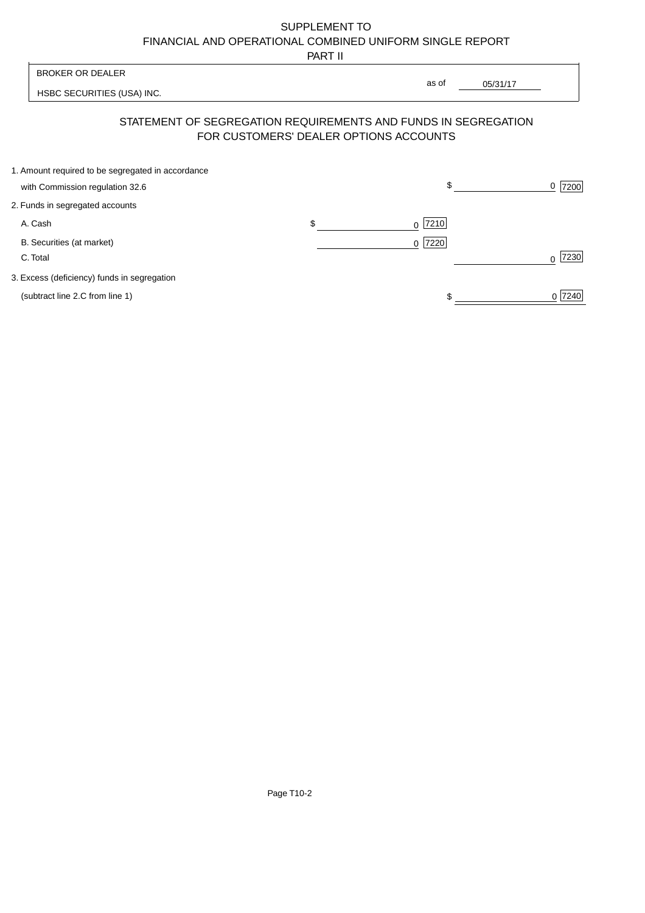SUPPLEMENT TO
FINANCIAL AND OPERATIONAL COMBINED UNIFORM SINGLE REPORT
PART II

BROKER OR DEALER

HSBC SECURITIES (USA) INC.

as of 05/31/17

## STATEMENT OF SEGREGATION REQUIREMENTS AND FUNDS IN SEGREGATION FOR CUSTOMERS' DEALER OPTIONS ACCOUNTS

| | | | | |
|---|---|---|---|---|
| 1. Amount required to be segregated in accordance with Commission regulation 32.6 | | | $ 0 | 7200 |
| 2. Funds in segregated accounts | | | | |
| A. Cash | $ 0 | 7210 | | |
| B. Securities (at market) | 0 | 7220 | | |
| C. Total | | | 0 | 7230 |
| 3. Excess (deficiency) funds in segregation (subtract line 2.C from line 1) | | | $ 0 | 7240 |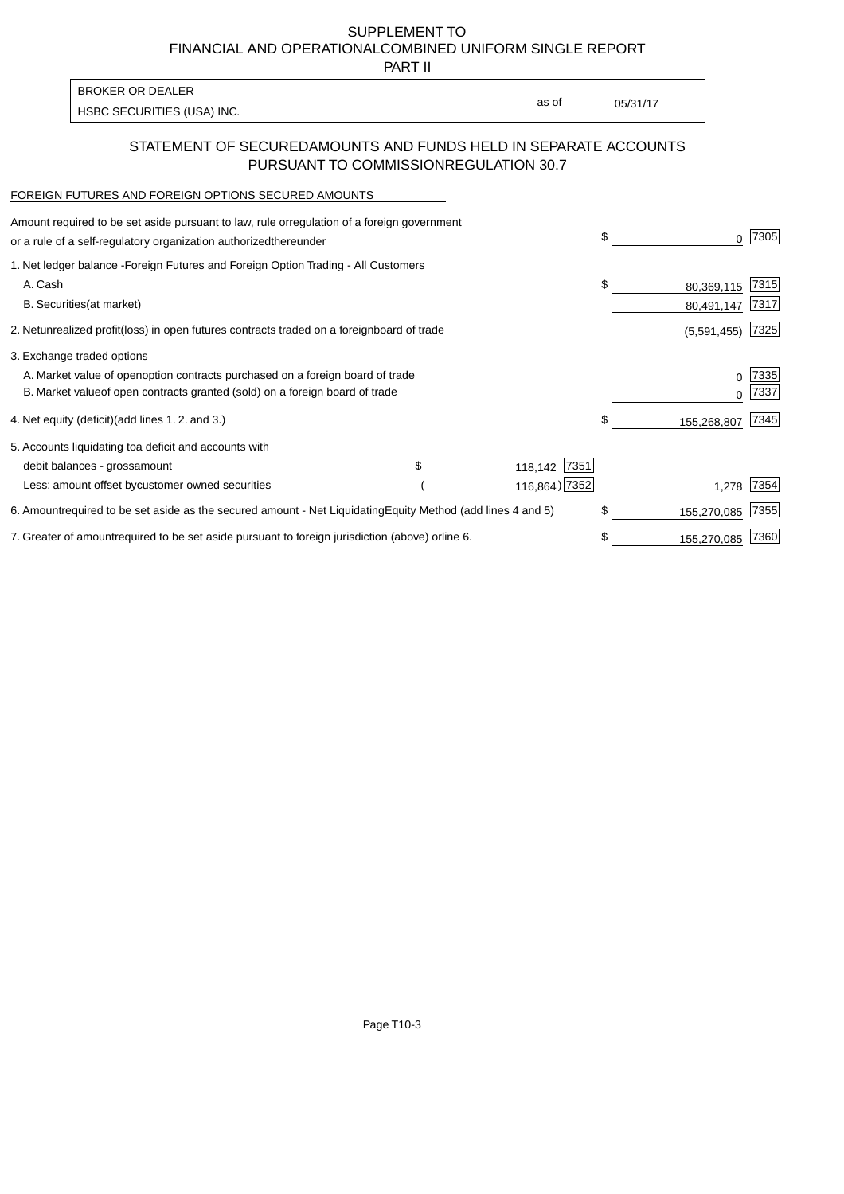SUPPLEMENT TO
FINANCIAL AND OPERATIONAL COMBINED UNIFORM SINGLE REPORT
PART II

BROKER OR DEALER
HSBC SECURITIES (USA) INC.

as of 05/31/17

## STATEMENT OF SECURED AMOUNTS AND FUNDS HELD IN SEPARATE ACCOUNTS PURSUANT TO COMMISSION REGULATION 30.7

FOREIGN FUTURES AND FOREIGN OPTIONS SECURED AMOUNTS

| | | | | |
|---|---|---|---|---|
| Amount required to be set aside pursuant to law, rule or regulation of a foreign government or a rule of a self-regulatory organization authorized thereunder | | | $ 0 | 7305 |
| 1. Net ledger balance - Foreign Futures and Foreign Option Trading - All Customers | | | | |
| A. Cash | | | $ 80,369,115 | 7315 |
| B. Securities (at market) | | | 80,491,147 | 7317 |
| 2. Net unrealized profit (loss) in open futures contracts traded on a foreign board of trade | | | (5,591,455) | 7325 |
| 3. Exchange traded options | | | | |
| A. Market value of open option contracts purchased on a foreign board of trade | | | 0 | 7335 |
| B. Market value of open contracts granted (sold) on a foreign board of trade | | | 0 | 7337 |
| 4. Net equity (deficit) (add lines 1. 2. and 3.) | | | $ 155,268,807 | 7345 |
| 5. Accounts liquidating to a deficit and accounts with | | | | |
| debit balances - gross amount | $ 118,142 | 7351 | | |
| Less: amount offset by customer owned securities | (116,864) | 7352 | 1,278 | 7354 |
| 6. Amount required to be set aside as the secured amount - Net Liquidating Equity Method (add lines 4 and 5) | | | $ 155,270,085 | 7355 |
| 7. Greater of amount required to be set aside pursuant to foreign jurisdiction (above) or line 6. | | | $ 155,270,085 | 7360 |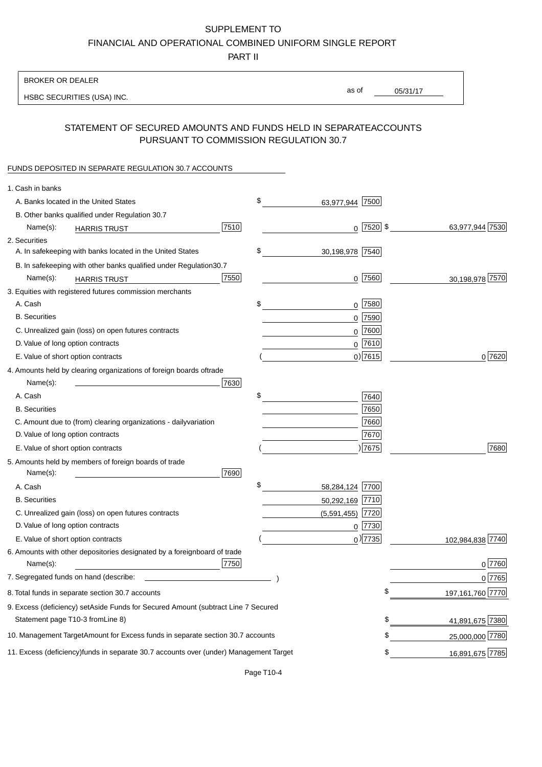SUPPLEMENT TO

FINANCIAL AND OPERATIONAL COMBINED UNIFORM SINGLE REPORT

PART II

BROKER OR DEALER

HSBC SECURITIES (USA) INC.

as of 05/31/17

## STATEMENT OF SECURED AMOUNTS AND FUNDS HELD IN SEPARATEACCOUNTS PURSUANT TO COMMISSION REGULATION 30.7

FUNDS DEPOSITED IN SEPARATE REGULATION 30.7 ACCOUNTS

| | | | |
|---|---|---|---|
| 1. Cash in banks | | | |
| A. Banks located in the United States | | $ 63,977,944 [7500] | |
| B. Other banks qualified under Regulation 30.7 | | | |
| Name(s): HARRIS TRUST | [7510] | 0 [7520] | $ 63,977,944 [7530] |
| 2. Securities | | | |
| A. In safekeeping with banks located in the United States | | $ 30,198,978 [7540] | |
| B. In safekeeping with other banks qualified under Regulation30.7 | | | |
| Name(s): HARRIS TRUST | [7550] | 0 [7560] | 30,198,978 [7570] |
| 3. Equities with registered futures commission merchants | | | |
| A. Cash | | $ 0 [7580] | |
| B. Securities | | 0 [7590] | |
| C. Unrealized gain (loss) on open futures contracts | | 0 [7600] | |
| D. Value of long option contracts | | 0 [7610] | |
| E. Value of short option contracts | | ( 0) [7615] | 0 [7620] |
| 4. Amounts held by clearing organizations of foreign boards oftrade | | | |
| Name(s): | [7630] | | |
| A. Cash | | $ [7640] | |
| B. Securities | | [7650] | |
| C. Amount due to (from) clearing organizations - dailyvariation | | [7660] | |
| D. Value of long option contracts | | [7670] | |
| E. Value of short option contracts | | ( ) [7675] | [7680] |
| 5. Amounts held by members of foreign boards of trade | | | |
| Name(s): | [7690] | | |
| A. Cash | | $ 58,284,124 [7700] | |
| B. Securities | | 50,292,169 [7710] | |
| C. Unrealized gain (loss) on open futures contracts | | (5,591,455) [7720] | |
| D. Value of long option contracts | | 0 [7730] | |
| E. Value of short option contracts | | ( 0) [7735] | 102,984,838 [7740] |
| 6. Amounts with other depositories designated by a foreignboard of trade | | | |
| Name(s): | [7750] | | 0 [7760] |
| 7. Segregated funds on hand (describe: ) | | | 0 [7765] |
| 8. Total funds in separate section 30.7 accounts | | | $ 197,161,760 [7770] |
| 9. Excess (deficiency) setAside Funds for Secured Amount (subtract Line 7 Secured Statement page T10-3 fromLine 8) | | | $ 41,891,675 [7380] |
| 10. Management TargetAmount for Excess funds in separate section 30.7 accounts | | | $ 25,000,000 [7780] |
| 11. Excess (deficiency)funds in separate 30.7 accounts over (under) Management Target | | | $ 16,891,675 [7785] |

Page T10-4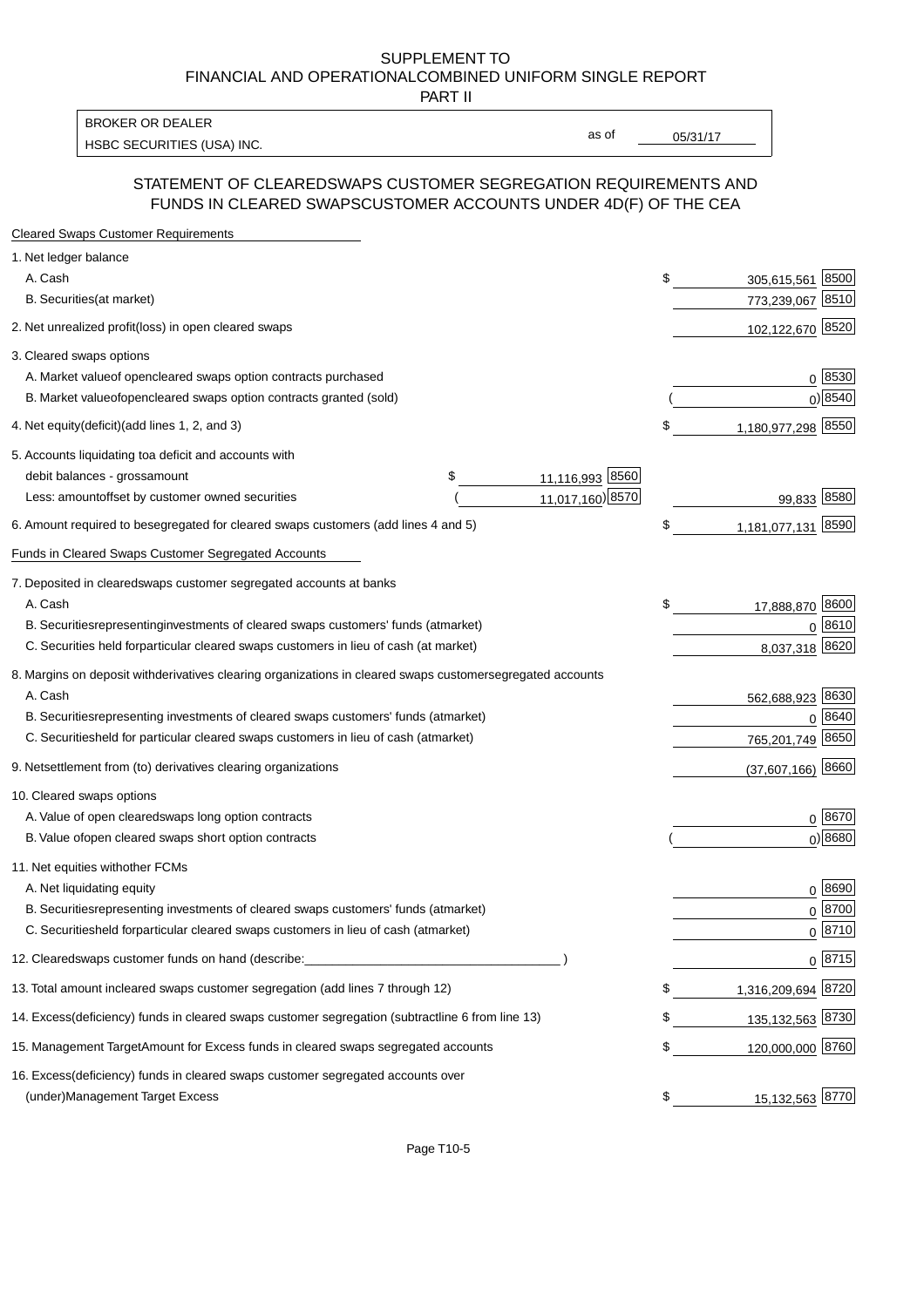SUPPLEMENT TO
FINANCIAL AND OPERATIONALCOMBINED UNIFORM SINGLE REPORT
PART II

| BROKER OR DEALER | | |
|---|---|---|
| HSBC SECURITIES (USA) INC. | as of | 05/31/17 |

## STATEMENT OF CLEAREDSWAPS CUSTOMER SEGREGATION REQUIREMENTS AND FUNDS IN CLEARED SWAPSCUSTOMER ACCOUNTS UNDER 4D(F) OF THE CEA

| Cleared Swaps Customer Requirements | | | |
|---|---|---|---|
| 1. Net ledger balance | | | |
| A. Cash | | $ 305,615,561 | 8500 |
| B. Securities(at market) | | 773,239,067 | 8510 |
| 2. Net unrealized profit(loss) in open cleared swaps | | 102,122,670 | 8520 |
| 3. Cleared swaps options | | | |
| A. Market valueof opencleared swaps option contracts purchased | | 0 | 8530 |
| B. Market valueofopencleared swaps option contracts granted (sold) | | ( 0) | 8540 |
| 4. Net equity(deficit)(add lines 1, 2, and 3) | | $ 1,180,977,298 | 8550 |
| 5. Accounts liquidating toa deficit and accounts with | | | |
| debit balances - grossamount | $ 11,116,993 8560 | | |
| Less: amountoffset by customer owned securities | ( 11,017,160) 8570 | 99,833 | 8580 |
| 6. Amount required to besegregated for cleared swaps customers (add lines 4 and 5) | | $ 1,181,077,131 | 8590 |
| Funds in Cleared Swaps Customer Segregated Accounts | | | |
| 7. Deposited in clearedswaps customer segregated accounts at banks | | | |
| A. Cash | | $ 17,888,870 | 8600 |
| B. Securitiesrepresentinginvestments of cleared swaps customers' funds (atmarket) | | 0 | 8610 |
| C. Securities held forparticular cleared swaps customers in lieu of cash (at market) | | 8,037,318 | 8620 |
| 8. Margins on deposit withderivatives clearing organizations in cleared swaps customersegregated accounts | | | |
| A. Cash | | 562,688,923 | 8630 |
| B. Securitiesrepresenting investments of cleared swaps customers' funds (atmarket) | | 0 | 8640 |
| C. Securitiesheld for particular cleared swaps customers in lieu of cash (atmarket) | | 765,201,749 | 8650 |
| 9. Netsettlement from (to) derivatives clearing organizations | | (37,607,166) | 8660 |
| 10. Cleared swaps options | | | |
| A. Value of open clearedswaps long option contracts | | 0 | 8670 |
| B. Value ofopen cleared swaps short option contracts | | ( 0) | 8680 |
| 11. Net equities withother FCMs | | | |
| A. Net liquidating equity | | 0 | 8690 |
| B. Securitiesrepresenting investments of cleared swaps customers' funds (atmarket) | | 0 | 8700 |
| C. Securitiesheld forparticular cleared swaps customers in lieu of cash (atmarket) | | 0 | 8710 |
| 12. Clearedswaps customer funds on hand (describe:_______________________________ ) | | 0 | 8715 |
| 13. Total amount incleared swaps customer segregation (add lines 7 through 12) | | $ 1,316,209,694 | 8720 |
| 14. Excess(deficiency) funds in cleared swaps customer segregation (subtractline 6 from line 13) | | $ 135,132,563 | 8730 |
| 15. Management TargetAmount for Excess funds in cleared swaps segregated accounts | | $ 120,000,000 | 8760 |
| 16. Excess(deficiency) funds in cleared swaps customer segregated accounts over (under)Management Target Excess | | $ 15,132,563 | 8770 |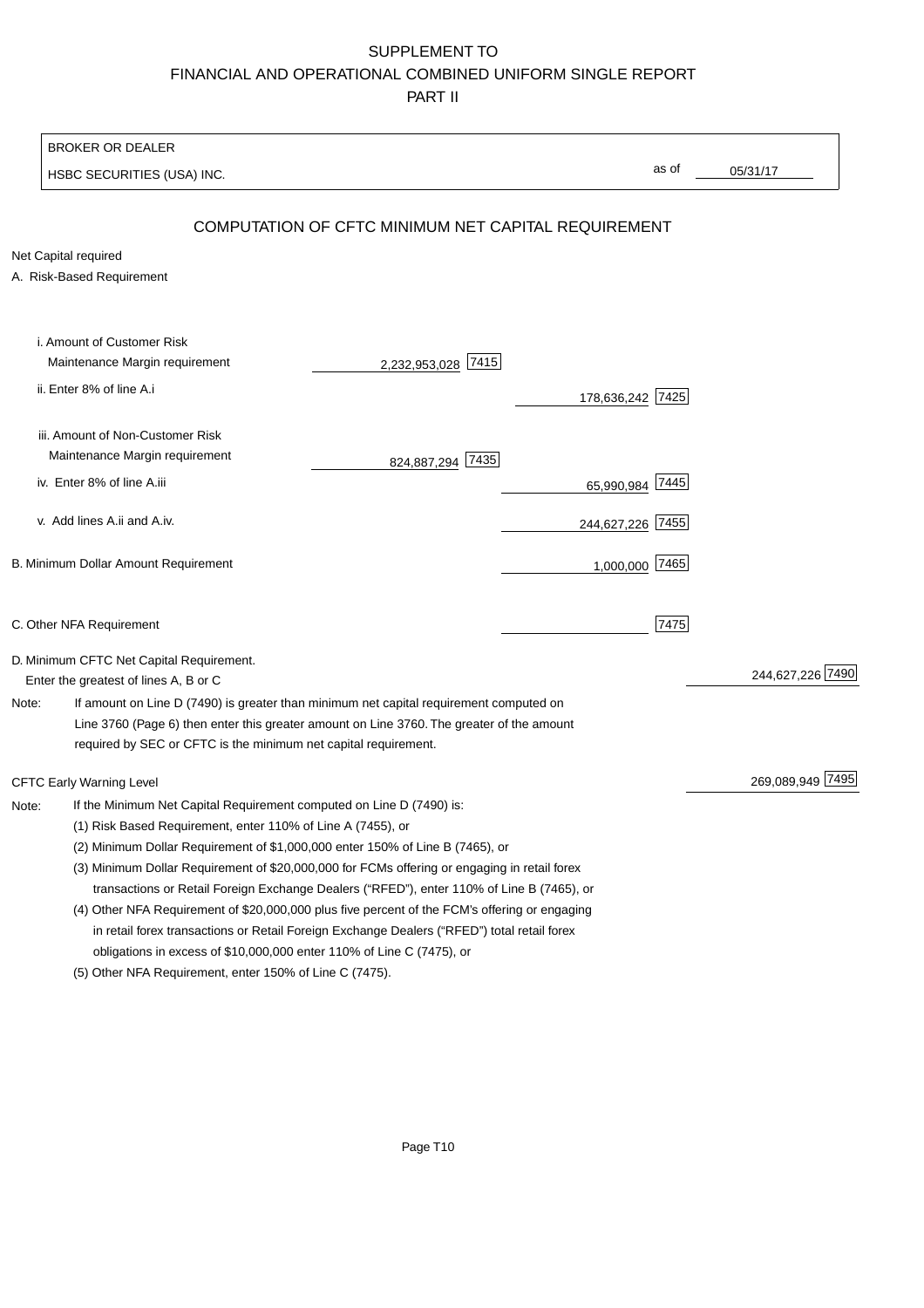# SUPPLEMENT TO
# FINANCIAL AND OPERATIONAL COMBINED UNIFORM SINGLE REPORT
## PART II

| | |
|---|---|
| BROKER OR DEALER | |
| HSBC SECURITIES (USA) INC. | as of 05/31/17 |

## COMPUTATION OF CFTC MINIMUM NET CAPITAL REQUIREMENT

Net Capital required

A. Risk-Based Requirement

| | | | |
|---|---|---|---|
| i. Amount of Customer Risk Maintenance Margin requirement | 2,232,953,028 [7415] | | |
| ii. Enter 8% of line A.i | | 178,636,242 [7425] | |
| iii. Amount of Non-Customer Risk Maintenance Margin requirement | 824,887,294 [7435] | | |
| iv. Enter 8% of line A.iii | | 65,990,984 [7445] | |
| v. Add lines A.ii and A.iv. | | 244,627,226 [7455] | |
| B. Minimum Dollar Amount Requirement | | 1,000,000 [7465] | |
| C. Other NFA Requirement | | [7475] | |
| D. Minimum CFTC Net Capital Requirement. Enter the greatest of lines A, B or C | | | 244,627,226 [7490] |

Note: If amount on Line D (7490) is greater than minimum net capital requirement computed on Line 3760 (Page 6) then enter this greater amount on Line 3760. The greater of the amount required by SEC or CFTC is the minimum net capital requirement.

CFTC Early Warning Level — 269,089,949 [7495]

Note: If the Minimum Net Capital Requirement computed on Line D (7490) is:

(1) Risk Based Requirement, enter 110% of Line A (7455), or

(2) Minimum Dollar Requirement of $1,000,000 enter 150% of Line B (7465), or

(3) Minimum Dollar Requirement of $20,000,000 for FCMs offering or engaging in retail forex transactions or Retail Foreign Exchange Dealers ("RFED"), enter 110% of Line B (7465), or

(4) Other NFA Requirement of $20,000,000 plus five percent of the FCM's offering or engaging in retail forex transactions or Retail Foreign Exchange Dealers ("RFED") total retail forex obligations in excess of $10,000,000 enter 110% of Line C (7475), or

(5) Other NFA Requirement, enter 150% of Line C (7475).